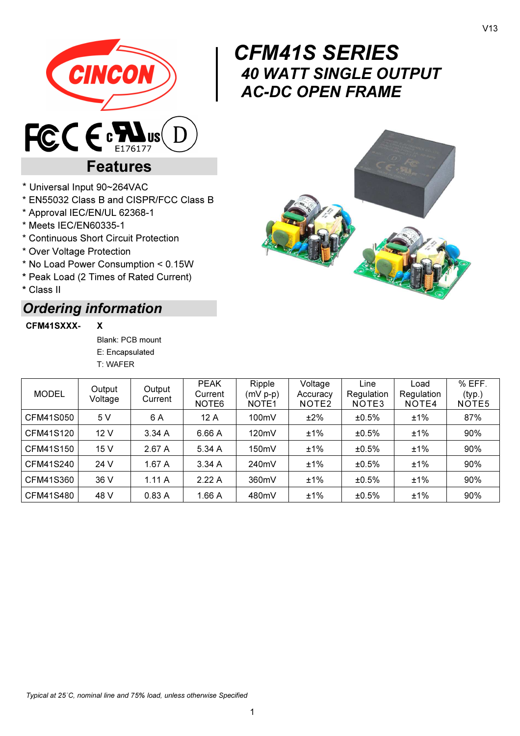# CFM41S SERIES

## 40 WATT SINGLE OUTPUT AC-DC OPEN FRAME

E176177

## Features

* Universal Input 90~264VAC
* EN55032 Class B and CISPR/FCC Class B
* Approval IEC/EN/UL 62368-1
* Meets IEC/EN60335-1
* Continuous Short Circuit Protection
* Over Voltage Protection
* No Load Power Consumption < 0.15W
* Peak Load (2 Times of Rated Current)
* Class II

## *Ordering information*

**CFM41SXXX-** **X**

Blank: PCB mount
E: Encapsulated
T: WAFER

| MODEL | Output Voltage | Output Current | PEAK Current NOTE6 | Ripple (mV p-p) NOTE1 | Voltage Accuracy NOTE2 | Line Regulation NOTE3 | Load Regulation NOTE4 | % EFF. (typ.) NOTE5 |
|---|---|---|---|---|---|---|---|---|
| CFM41S050 | 5 V | 6 A | 12 A | 100mV | ±2% | ±0.5% | ±1% | 87% |
| CFM41S120 | 12 V | 3.34 A | 6.66 A | 120mV | ±1% | ±0.5% | ±1% | 90% |
| CFM41S150 | 15 V | 2.67 A | 5.34 A | 150mV | ±1% | ±0.5% | ±1% | 90% |
| CFM41S240 | 24 V | 1.67 A | 3.34 A | 240mV | ±1% | ±0.5% | ±1% | 90% |
| CFM41S360 | 36 V | 1.11 A | 2.22 A | 360mV | ±1% | ±0.5% | ±1% | 90% |
| CFM41S480 | 48 V | 0.83 A | 1.66 A | 480mV | ±1% | ±0.5% | ±1% | 90% |

*Typical at 25°C, nominal line and 75% load, unless otherwise Specified*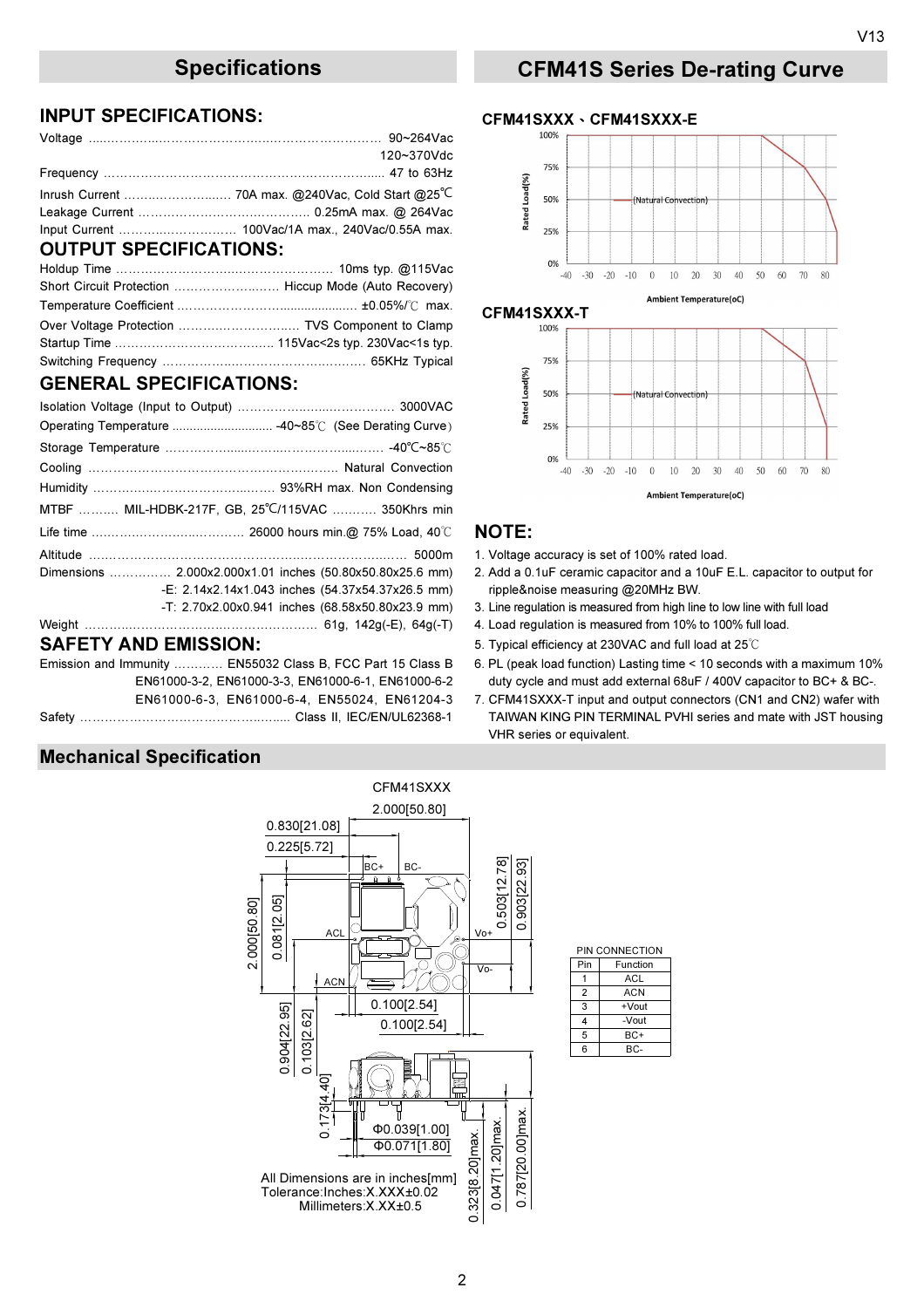## Specifications

### INPUT SPECIFICATIONS:

Voltage ........................................................ 90~264Vac
120~370Vdc

Frequency ........................................................ 47 to 63Hz

Inrush Current .......................... 70A max. @240Vac, Cold Start @25℃

Leakage Current ......................................... 0.25mA max. @ 264Vac

Input Current ............................ 100Vac/1A max., 240Vac/0.55A max.

### OUTPUT SPECIFICATIONS:

Holdup Time ..................................................... 10ms typ. @115Vac

Short Circuit Protection .......................... Hiccup Mode (Auto Recovery)

Temperature Coefficient ............................................ ±0.05%/℃ max.

Over Voltage Protection .............................. TVS Component to Clamp

Startup Time ...................................... 115Vac<2s typ. 230Vac<1s typ.

Switching Frequency .................................................. 65KHz Typical

### GENERAL SPECIFICATIONS:

Isolation Voltage (Input to Output) ........................................ 3000VAC

Operating Temperature ............................ -40~85℃ (See Derating Curve)

Storage Temperature ....................................................... -40℃~85℃

Cooling ............................................................ Natural Convection

Humidity ............................................... 93%RH max. Non Condensing

MTBF .......... MIL-HDBK-217F, GB, 25℃/115VAC ........... 350Khrs min

Life time ...................................... 26000 hours min.@ 75% Load, 40℃

Altitude ................................................................................ 5000m

Dimensions ............... 2.000x2.000x1.01 inches (50.80x50.80x25.6 mm)
-E: 2.14x2.14x1.043 inches (54.37x54.37x26.5 mm)
-T: 2.70x2.00x0.941 inches (68.58x50.80x23.9 mm)

Weight ........................................................... 61g, 142g(-E), 64g(-T)

### SAFETY AND EMISSION:

Emission and Immunity ............ EN55032 Class B, FCC Part 15 Class B
EN61000-3-2, EN61000-3-3, EN61000-6-1, EN61000-6-2
EN61000-6-3, EN61000-6-4, EN55024, EN61204-3

Safety ...................................................... Class II, IEC/EN/UL62368-1

## CFM41S Series De-rating Curve

**CFM41SXXX、CFM41SXXX-E**

Rated Load(%) vs. Ambient Temperature(oC) (Natural Convection)

**CFM41SXXX-T**

Rated Load(%) vs. Ambient Temperature(oC) (Natural Convection)

### NOTE:

1. Voltage accuracy is set of 100% rated load.
2. Add a 0.1uF ceramic capacitor and a 10uF E.L. capacitor to output for ripple&noise measuring @20MHz BW.
3. Line regulation is measured from high line to low line with full load
4. Load regulation is measured from 10% to 100% full load.
5. Typical efficiency at 230VAC and full load at 25℃
6. PL (peak load function) Lasting time < 10 seconds with a maximum 10% duty cycle and must add external 68uF / 400V capacitor to BC+ & BC-.
7. CFM41SXXX-T input and output connectors (CN1 and CN2) wafer with TAIWAN KING PIN TERMINAL PVHI series and mate with JST housing VHR series or equivalent.

## Mechanical Specification

CFM41SXXX

2.000[50.80], 0.830[21.08], 0.225[5.72], 2.000[50.80], 0.081[2.05], 0.503[12.78], 0.903[22.93], 0.100[2.54], 0.100[2.54], 0.904[22.95], 0.103[2.62], 0.173[4.40], Φ0.039[1.00], Φ0.071[1.80], 0.323[8.20]max., 0.047[1.20]max., 0.787[20.00]max.

All Dimensions are in inches[mm]
Tolerance:Inches:X.XXX±0.02
Millimeters:X.XX±0.5

PIN CONNECTION

| Pin | Function |
|---|---|
| 1 | ACL |
| 2 | ACN |
| 3 | +Vout |
| 4 | -Vout |
| 5 | BC+ |
| 6 | BC- |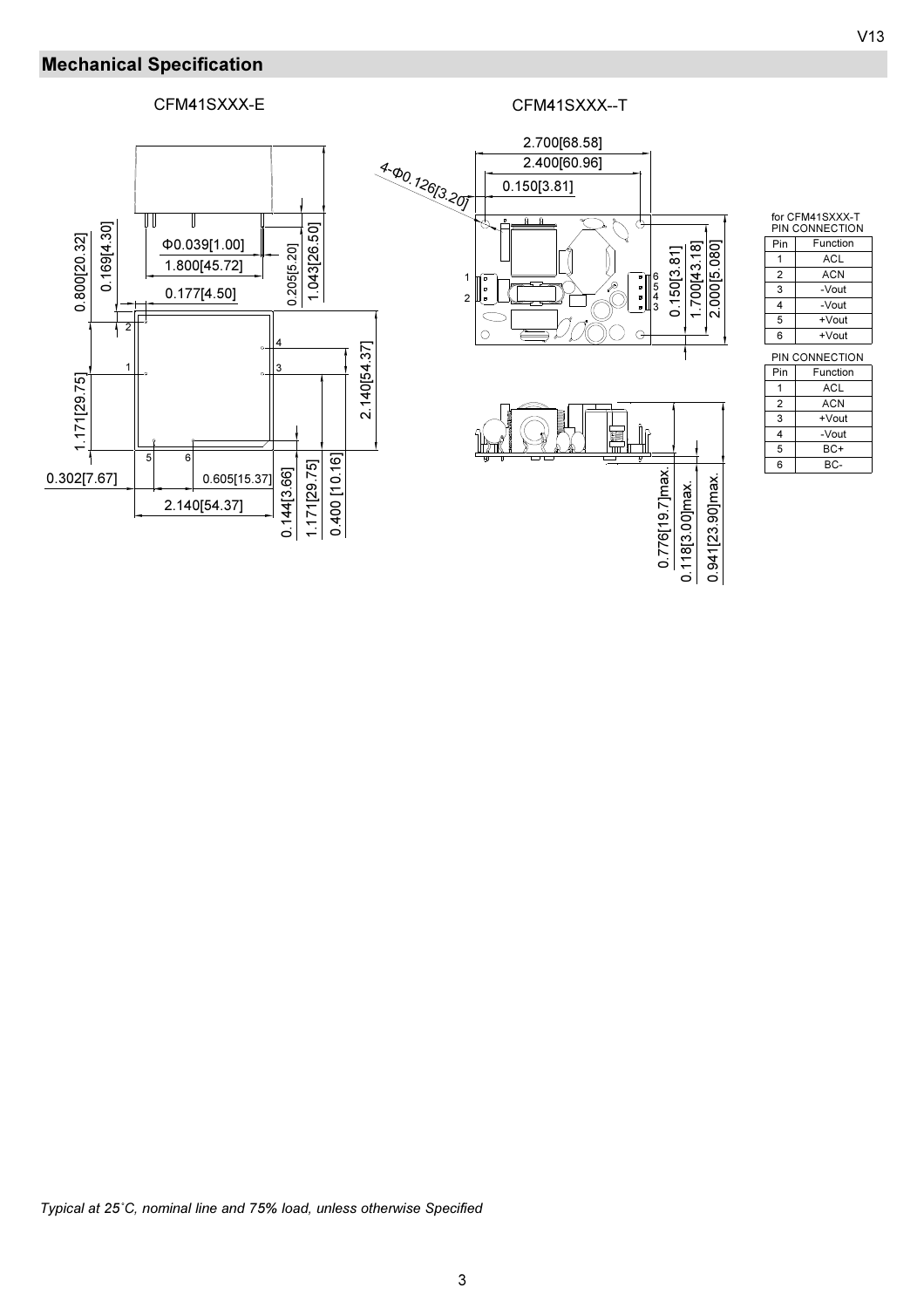## Mechanical Specification

CFM41SXXX-E

0.800[20.32]
0.169[4.30]
Φ0.039[1.00]
1.800[45.72]
0.177[4.50]
0.205[5.20]
1.043[26.50]
2
4
1
3
1.171[29.75]
2.140[54.37]
5
6
0.302[7.67]
0.605[15.37]
2.140[54.37]
0.144[3.66]
1.171[29.75]
0.400 [10.16]

CFM41SXXX--T

2.700[68.58]
2.400[60.96]
4-Φ0.126[3.20]
0.150[3.81]
1
2
6
5
4
3
0.150[3.81]
1.700[43.18]
2.000[5.080]
0.776[19.7]max.
0.118[3.00]max.
0.941[23.90]max.

for CFM41SXXX-T PIN CONNECTION

| Pin | Function |
|---|---|
| 1 | ACL |
| 2 | ACN |
| 3 | -Vout |
| 4 | -Vout |
| 5 | +Vout |
| 6 | +Vout |

PIN CONNECTION

| Pin | Function |
|---|---|
| 1 | ACL |
| 2 | ACN |
| 3 | +Vout |
| 4 | -Vout |
| 5 | BC+ |
| 6 | BC- |

*Typical at 25˚C, nominal line and 75% load, unless otherwise Specified*